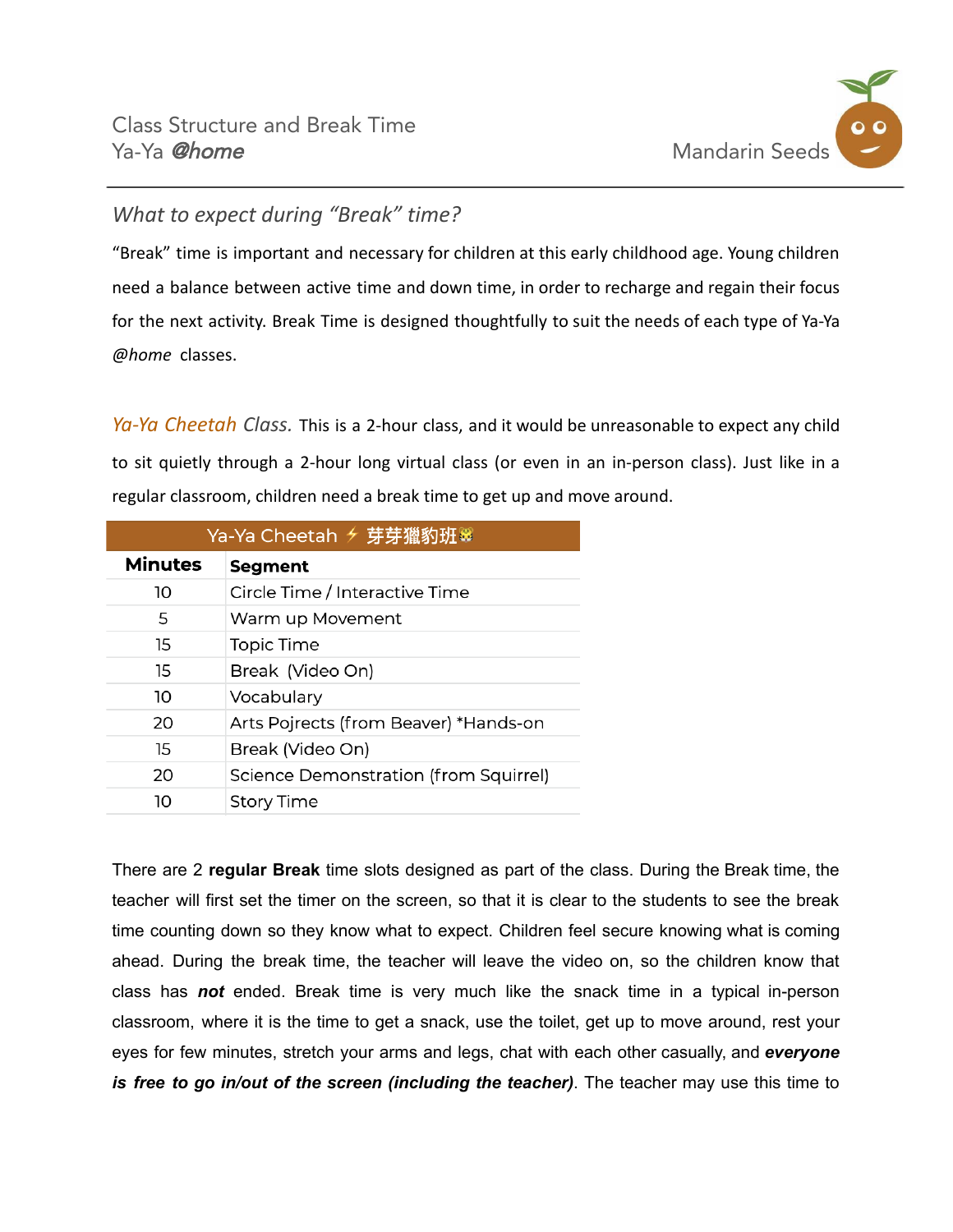Class Structure and Break Time
Ya-Ya *@home*

Mandarin Seeds

## *What to expect during "Break" time?*

"Break" time is important and necessary for children at this early childhood age. Young children need a balance between active time and down time, in order to recharge and regain their focus for the next activity. Break Time is designed thoughtfully to suit the needs of each type of Ya-Ya *@home* classes.

*Ya-Ya Cheetah Class.* This is a 2-hour class, and it would be unreasonable to expect any child to sit quietly through a 2-hour long virtual class (or even in an in-person class). Just like in a regular classroom, children need a break time to get up and move around.

| Ya-Ya Cheetah ⚡ 芽芽獵豹班🐯 | |
|---|---|
| **Minutes** | **Segment** |
| 10 | Circle Time / Interactive Time |
| 5 | Warm up Movement |
| 15 | Topic Time |
| 15 | Break (Video On) |
| 10 | Vocabulary |
| 20 | Arts Pojrects (from Beaver) *Hands-on |
| 15 | Break (Video On) |
| 20 | Science Demonstration (from Squirrel) |
| 10 | Story Time |

There are 2 **regular Break** time slots designed as part of the class. During the Break time, the teacher will first set the timer on the screen, so that it is clear to the students to see the break time counting down so they know what to expect. Children feel secure knowing what is coming ahead. During the break time, the teacher will leave the video on, so the children know that class has ***not*** ended. Break time is very much like the snack time in a typical in-person classroom, where it is the time to get a snack, use the toilet, get up to move around, rest your eyes for few minutes, stretch your arms and legs, chat with each other casually, and ***everyone is free to go in/out of the screen (including the teacher)***. The teacher may use this time to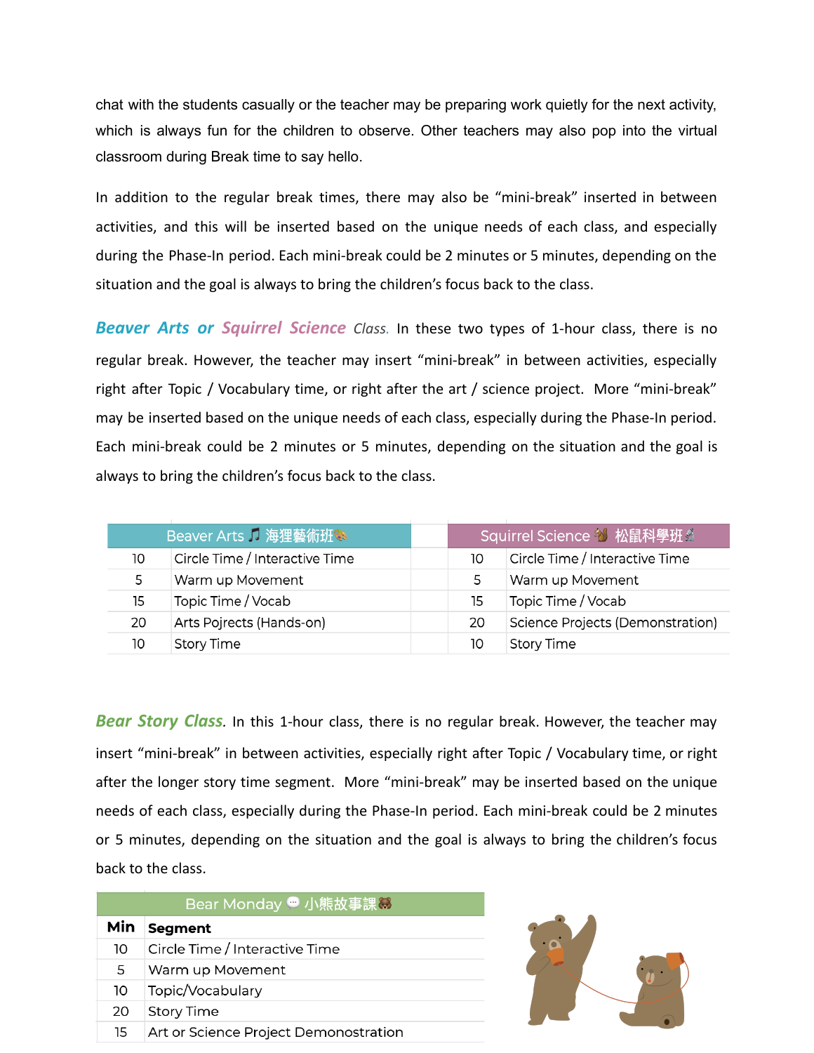chat with the students casually or the teacher may be preparing work quietly for the next activity, which is always fun for the children to observe. Other teachers may also pop into the virtual classroom during Break time to say hello.

In addition to the regular break times, there may also be "mini-break" inserted in between activities, and this will be inserted based on the unique needs of each class, and especially during the Phase-In period. Each mini-break could be 2 minutes or 5 minutes, depending on the situation and the goal is always to bring the children's focus back to the class.

***Beaver Arts or Squirrel Science*** *Class.* In these two types of 1-hour class, there is no regular break. However, the teacher may insert "mini-break" in between activities, especially right after Topic / Vocabulary time, or right after the art / science project. More "mini-break" may be inserted based on the unique needs of each class, especially during the Phase-In period. Each mini-break could be 2 minutes or 5 minutes, depending on the situation and the goal is always to bring the children's focus back to the class.

| Beaver Arts 🎵 海狸藝術班🎨 | |
|---|---|
| 10 | Circle Time / Interactive Time |
| 5 | Warm up Movement |
| 15 | Topic Time / Vocab |
| 20 | Arts Pojrects (Hands-on) |
| 10 | Story Time |

| Squirrel Science 🐿 松鼠科學班🔬 | |
|---|---|
| 10 | Circle Time / Interactive Time |
| 5 | Warm up Movement |
| 15 | Topic Time / Vocab |
| 20 | Science Projects (Demonstration) |
| 10 | Story Time |

***Bear Story Class***. In this 1-hour class, there is no regular break. However, the teacher may insert "mini-break" in between activities, especially right after Topic / Vocabulary time, or right after the longer story time segment. More "mini-break" may be inserted based on the unique needs of each class, especially during the Phase-In period. Each mini-break could be 2 minutes or 5 minutes, depending on the situation and the goal is always to bring the children's focus back to the class.

| Bear Monday 💬 小熊故事課🐻 | |
|---|---|
| **Min** | **Segment** |
| 10 | Circle Time / Interactive Time |
| 5 | Warm up Movement |
| 10 | Topic/Vocabulary |
| 20 | Story Time |
| 15 | Art or Science Project Demonostration |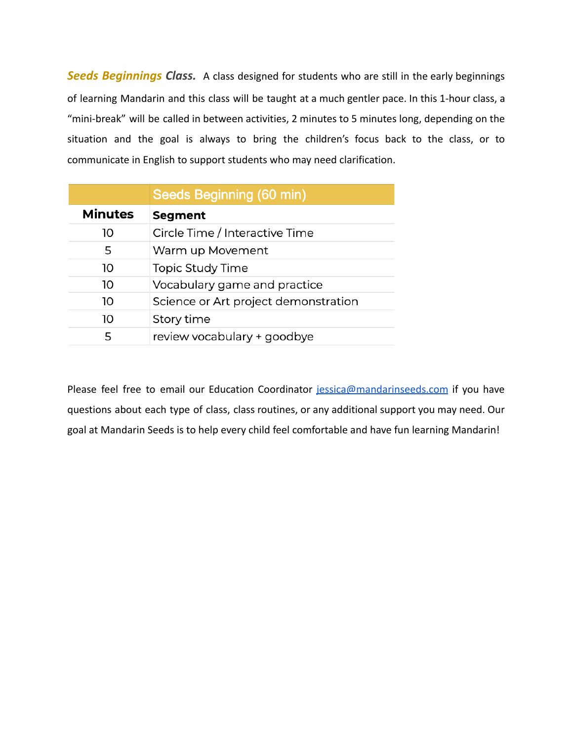***Seeds Beginnings Class.*** A class designed for students who are still in the early beginnings of learning Mandarin and this class will be taught at a much gentler pace. In this 1-hour class, a "mini-break" will be called in between activities, 2 minutes to 5 minutes long, depending on the situation and the goal is always to bring the children's focus back to the class, or to communicate in English to support students who may need clarification.

| | Seeds Beginning (60 min) |
|---|---|
| **Minutes** | **Segment** |
| 10 | Circle Time / Interactive Time |
| 5 | Warm up Movement |
| 10 | Topic Study Time |
| 10 | Vocabulary game and practice |
| 10 | Science or Art project demonstration |
| 10 | Story time |
| 5 | review vocabulary + goodbye |

Please feel free to email our Education Coordinator jessica@mandarinseeds.com if you have questions about each type of class, class routines, or any additional support you may need. Our goal at Mandarin Seeds is to help every child feel comfortable and have fun learning Mandarin!